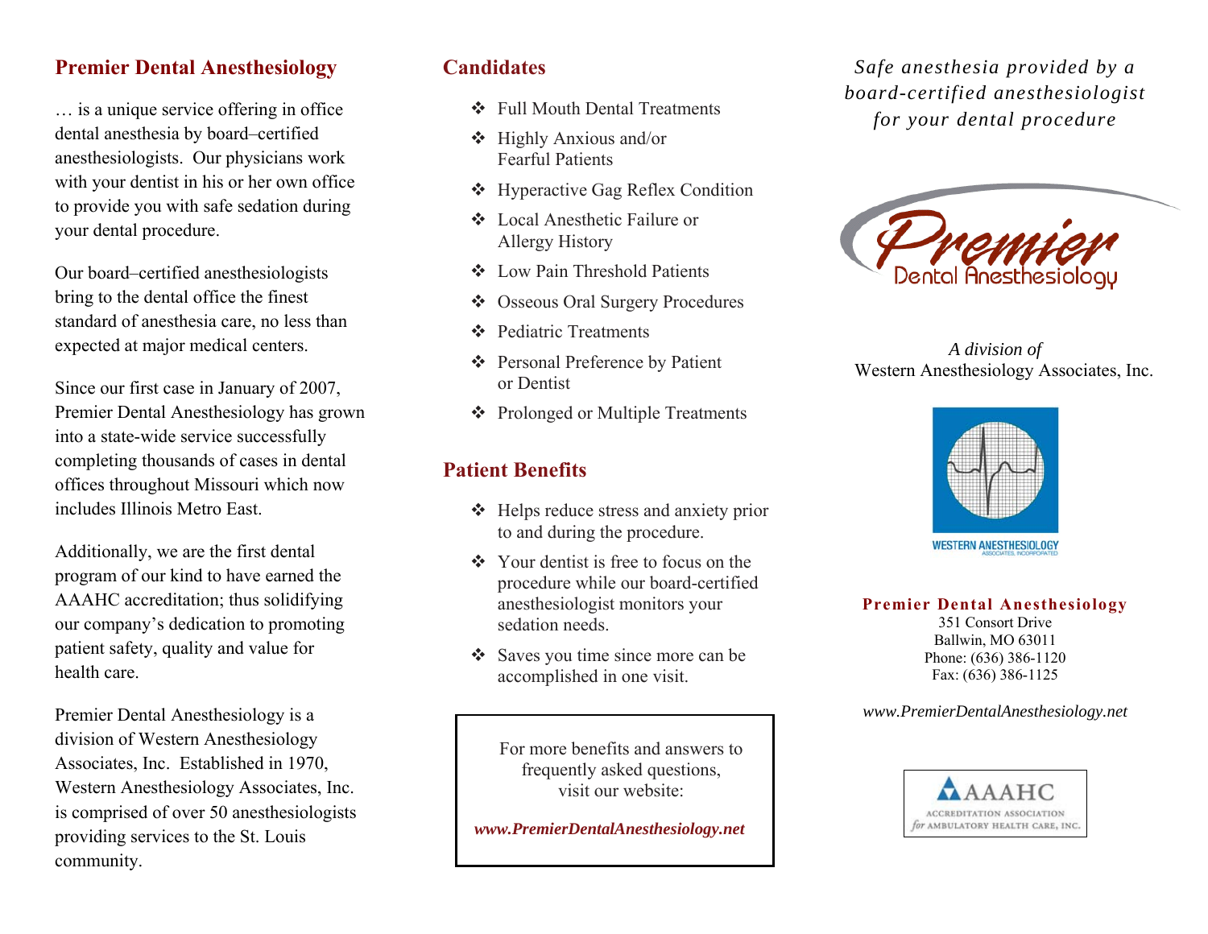## Premier Dental Anesthesiology

… is a unique service offering in office dental anesthesia by board–certified anesthesiologists. Our physicians work with your dentist in his or her own office to provide you with safe sedation during your dental procedure.

Our board–certified anesthesiologists bring to the dental office the finest standard of anesthesia care, no less than expected at major medical centers.

Since our first case in January of 2007, Premier Dental Anesthesiology has grown into a state-wide service successfully completing thousands of cases in dental offices throughout Missouri which now includes Illinois Metro East.

Additionally, we are the first dental program of our kind to have earned the AAAHC accreditation; thus solidifying our company's dedication to promoting patient safety, quality and value for health care.

Premier Dental Anesthesiology is a division of Western Anesthesiology Associates, Inc. Established in 1970, Western Anesthesiology Associates, Inc. is comprised of over 50 anesthesiologists providing services to the St. Louis community.

## Candidates

- Full Mouth Dental Treatments
- Highly Anxious and/or Fearful Patients
- Hyperactive Gag Reflex Condition
- Local Anesthetic Failure or Allergy History
- Low Pain Threshold Patients
- Osseous Oral Surgery Procedures
- Pediatric Treatments
- Personal Preference by Patient or Dentist
- Prolonged or Multiple Treatments

## Patient Benefits

- Helps reduce stress and anxiety prior to and during the procedure.
- Your dentist is free to focus on the procedure while our board-certified anesthesiologist monitors your sedation needs.
- Saves you time since more can be accomplished in one visit.

For more benefits and answers to frequently asked questions, visit our website:

***www.PremierDentalAnesthesiology.net***

*Safe anesthesia provided by a board-certified anesthesiologist for your dental procedure*

Premier Dental Anesthesiology

*A division of*
Western Anesthesiology Associates, Inc.

WESTERN ANESTHESIOLOGY ASSOCIATES, INCORPORATED

**Premier Dental Anesthesiology**
351 Consort Drive
Ballwin, MO 63011
Phone: (636) 386-1120
Fax: (636) 386-1125

*www.PremierDentalAnesthesiology.net*

AAAHC ACCREDITATION ASSOCIATION *for* AMBULATORY HEALTH CARE, INC.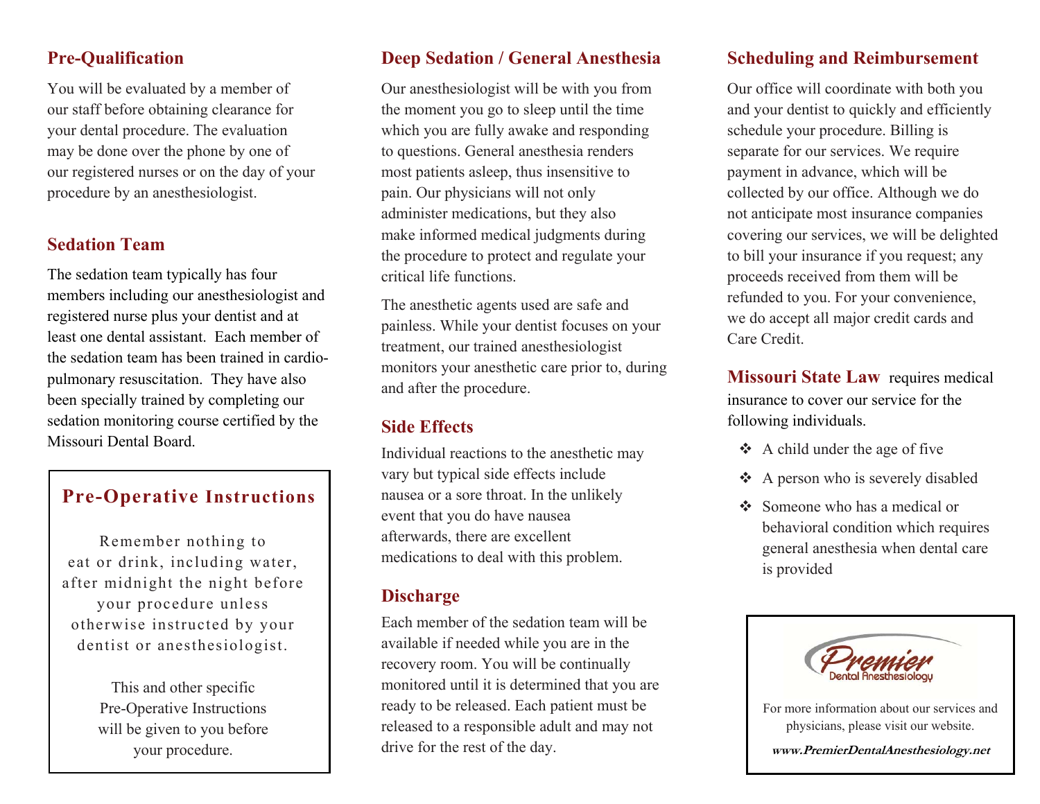## Pre-Qualification

You will be evaluated by a member of our staff before obtaining clearance for your dental procedure. The evaluation may be done over the phone by one of our registered nurses or on the day of your procedure by an anesthesiologist.

## Sedation Team

The sedation team typically has four members including our anesthesiologist and registered nurse plus your dentist and at least one dental assistant. Each member of the sedation team has been trained in cardio-pulmonary resuscitation. They have also been specially trained by completing our sedation monitoring course certified by the Missouri Dental Board.

## Pre-Operative Instructions

Remember nothing to eat or drink, including water, after midnight the night before your procedure unless otherwise instructed by your dentist or anesthesiologist.

This and other specific Pre-Operative Instructions will be given to you before your procedure.

## Deep Sedation / General Anesthesia

Our anesthesiologist will be with you from the moment you go to sleep until the time which you are fully awake and responding to questions. General anesthesia renders most patients asleep, thus insensitive to pain. Our physicians will not only administer medications, but they also make informed medical judgments during the procedure to protect and regulate your critical life functions.

The anesthetic agents used are safe and painless. While your dentist focuses on your treatment, our trained anesthesiologist monitors your anesthetic care prior to, during and after the procedure.

## Side Effects

Individual reactions to the anesthetic may vary but typical side effects include nausea or a sore throat. In the unlikely event that you do have nausea afterwards, there are excellent medications to deal with this problem.

## Discharge

Each member of the sedation team will be available if needed while you are in the recovery room. You will be continually monitored until it is determined that you are ready to be released. Each patient must be released to a responsible adult and may not drive for the rest of the day.

## Scheduling and Reimbursement

Our office will coordinate with both you and your dentist to quickly and efficiently schedule your procedure. Billing is separate for our services. We require payment in advance, which will be collected by our office. Although we do not anticipate most insurance companies covering our services, we will be delighted to bill your insurance if you request; any proceeds received from them will be refunded to you. For your convenience, we do accept all major credit cards and Care Credit.

**Missouri State Law** requires medical insurance to cover our service for the following individuals.

- A child under the age of five
- A person who is severely disabled
- Someone who has a medical or behavioral condition which requires general anesthesia when dental care is provided

Premier Dental Anesthesiology

For more information about our services and physicians, please visit our website.

***www.PremierDentalAnesthesiology.net***